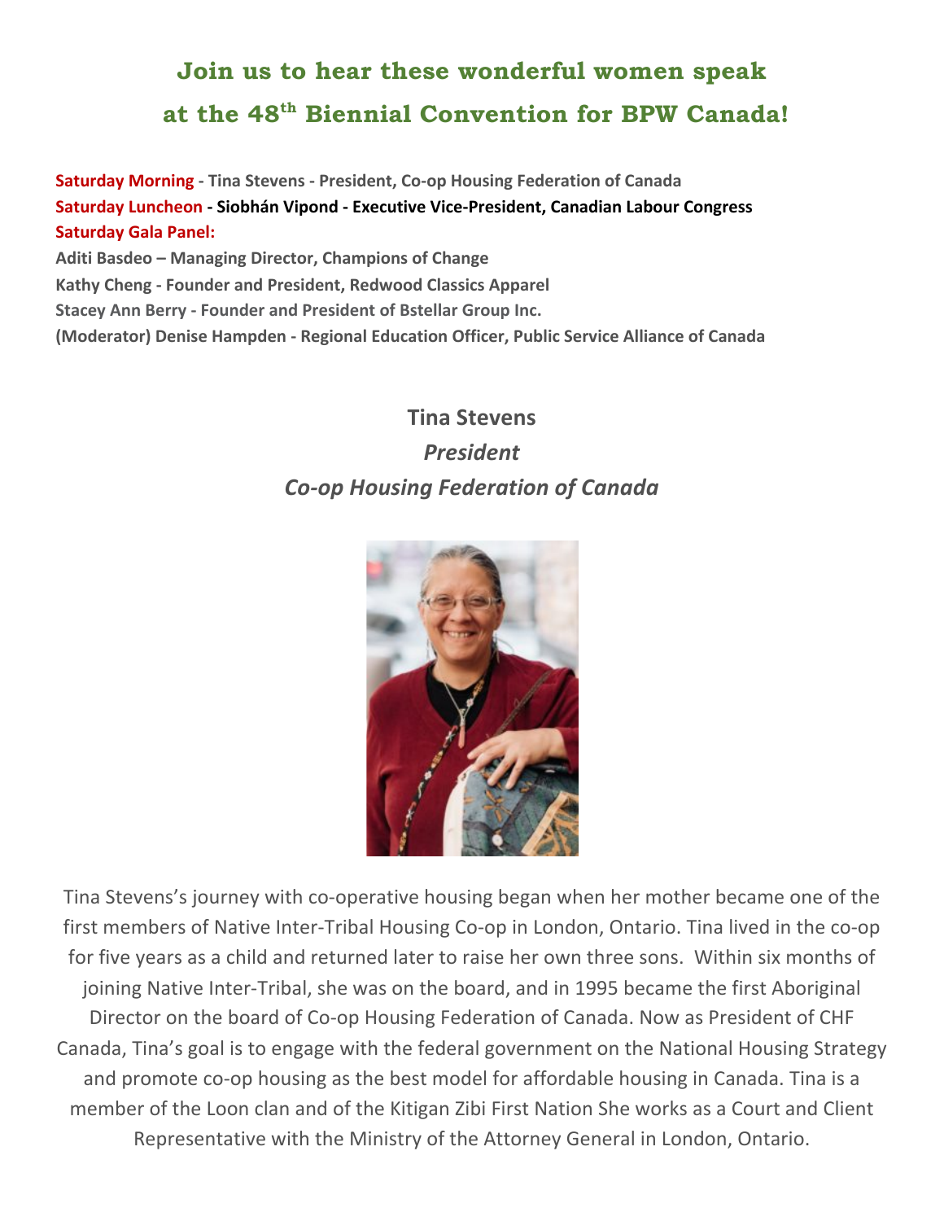# Join us to hear these wonderful women speak at the 48th Biennial Convention for BPW Canada!

**Saturday Morning - Tina Stevens - President, Co-op Housing Federation of Canada**
**Saturday Luncheon - Siobhán Vipond - Executive Vice-President, Canadian Labour Congress**
**Saturday Gala Panel:**
**Aditi Basdeo – Managing Director, Champions of Change**
**Kathy Cheng - Founder and President, Redwood Classics Apparel**
**Stacey Ann Berry - Founder and President of Bstellar Group Inc.**
**(Moderator) Denise Hampden - Regional Education Officer, Public Service Alliance of Canada**

## Tina Stevens

*President*

*Co-op Housing Federation of Canada*

Tina Stevens's journey with co-operative housing began when her mother became one of the first members of Native Inter-Tribal Housing Co-op in London, Ontario. Tina lived in the co-op for five years as a child and returned later to raise her own three sons. Within six months of joining Native Inter-Tribal, she was on the board, and in 1995 became the first Aboriginal Director on the board of Co-op Housing Federation of Canada. Now as President of CHF Canada, Tina's goal is to engage with the federal government on the National Housing Strategy and promote co-op housing as the best model for affordable housing in Canada. Tina is a member of the Loon clan and of the Kitigan Zibi First Nation She works as a Court and Client Representative with the Ministry of the Attorney General in London, Ontario.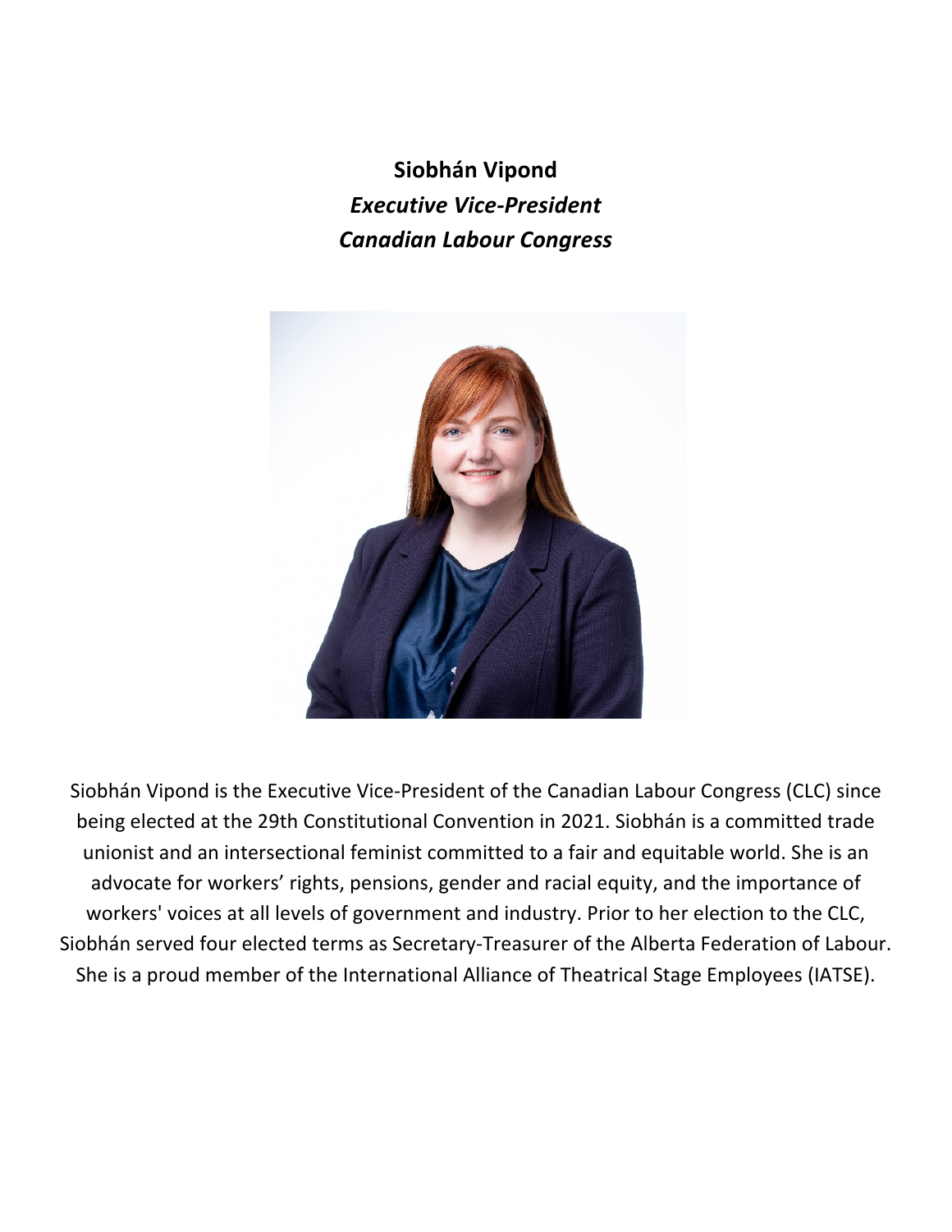**Siobhán Vipond**

***Executive Vice-President***

***Canadian Labour Congress***

Siobhán Vipond is the Executive Vice-President of the Canadian Labour Congress (CLC) since being elected at the 29th Constitutional Convention in 2021. Siobhán is a committed trade unionist and an intersectional feminist committed to a fair and equitable world. She is an advocate for workers' rights, pensions, gender and racial equity, and the importance of workers' voices at all levels of government and industry. Prior to her election to the CLC, Siobhán served four elected terms as Secretary-Treasurer of the Alberta Federation of Labour. She is a proud member of the International Alliance of Theatrical Stage Employees (IATSE).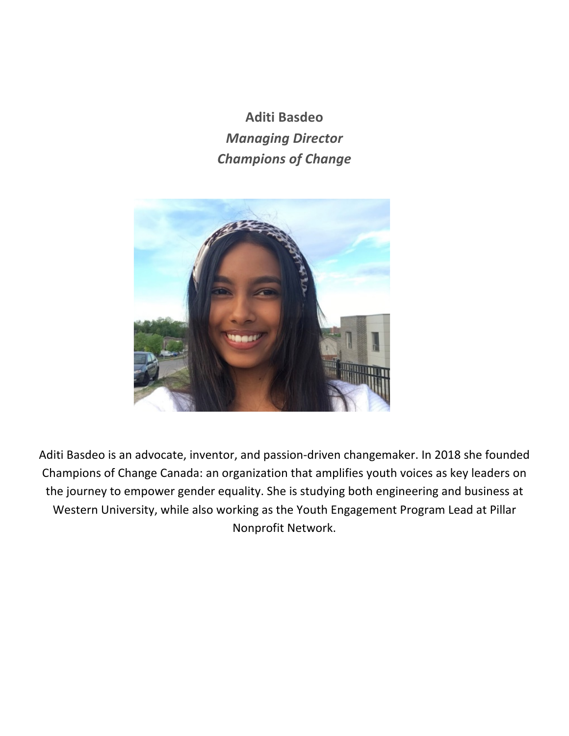**Aditi Basdeo**

***Managing Director***

***Champions of Change***

Aditi Basdeo is an advocate, inventor, and passion-driven changemaker. In 2018 she founded Champions of Change Canada: an organization that amplifies youth voices as key leaders on the journey to empower gender equality. She is studying both engineering and business at Western University, while also working as the Youth Engagement Program Lead at Pillar Nonprofit Network.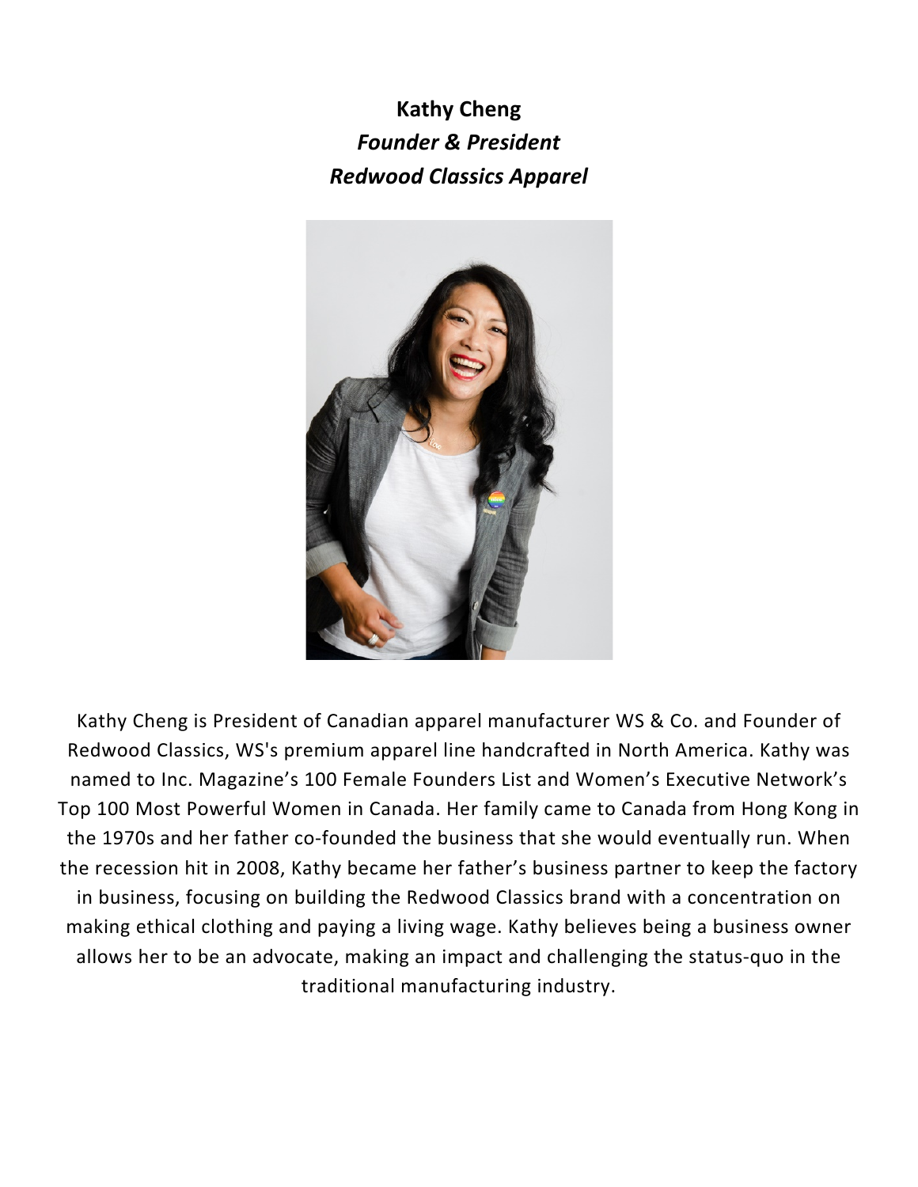**Kathy Cheng**

***Founder & President***

***Redwood Classics Apparel***

Kathy Cheng is President of Canadian apparel manufacturer WS & Co. and Founder of Redwood Classics, WS's premium apparel line handcrafted in North America. Kathy was named to Inc. Magazine's 100 Female Founders List and Women's Executive Network's Top 100 Most Powerful Women in Canada. Her family came to Canada from Hong Kong in the 1970s and her father co-founded the business that she would eventually run. When the recession hit in 2008, Kathy became her father's business partner to keep the factory in business, focusing on building the Redwood Classics brand with a concentration on making ethical clothing and paying a living wage. Kathy believes being a business owner allows her to be an advocate, making an impact and challenging the status-quo in the traditional manufacturing industry.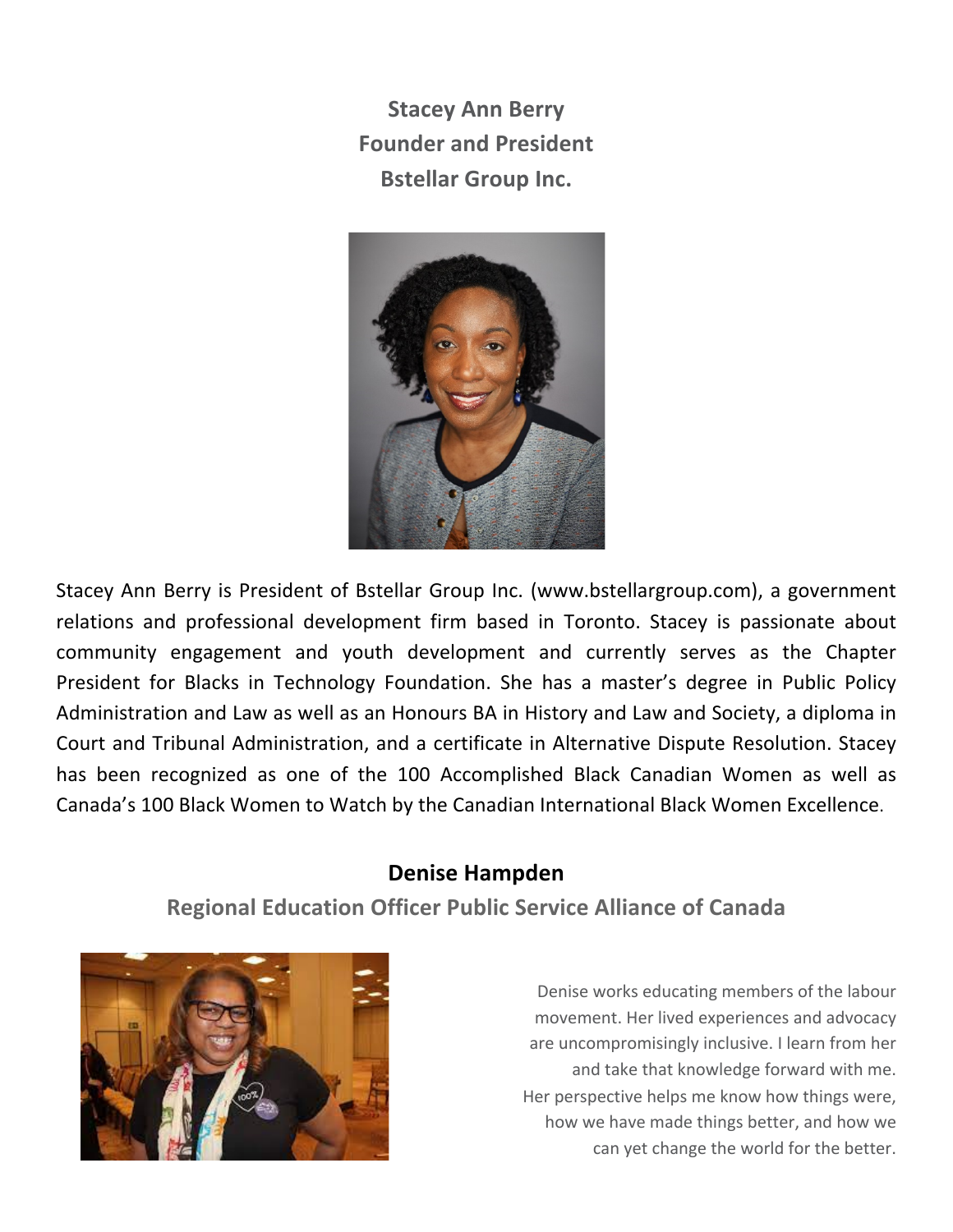**Stacey Ann Berry**
**Founder and President**
**Bstellar Group Inc.**

Stacey Ann Berry is President of Bstellar Group Inc. (www.bstellargroup.com), a government relations and professional development firm based in Toronto. Stacey is passionate about community engagement and youth development and currently serves as the Chapter President for Blacks in Technology Foundation. She has a master's degree in Public Policy Administration and Law as well as an Honours BA in History and Law and Society, a diploma in Court and Tribunal Administration, and a certificate in Alternative Dispute Resolution. Stacey has been recognized as one of the 100 Accomplished Black Canadian Women as well as Canada's 100 Black Women to Watch by the Canadian International Black Women Excellence.

**Denise Hampden**

**Regional Education Officer Public Service Alliance of Canada**

Denise works educating members of the labour movement. Her lived experiences and advocacy are uncompromisingly inclusive. I learn from her and take that knowledge forward with me. Her perspective helps me know how things were, how we have made things better, and how we can yet change the world for the better.